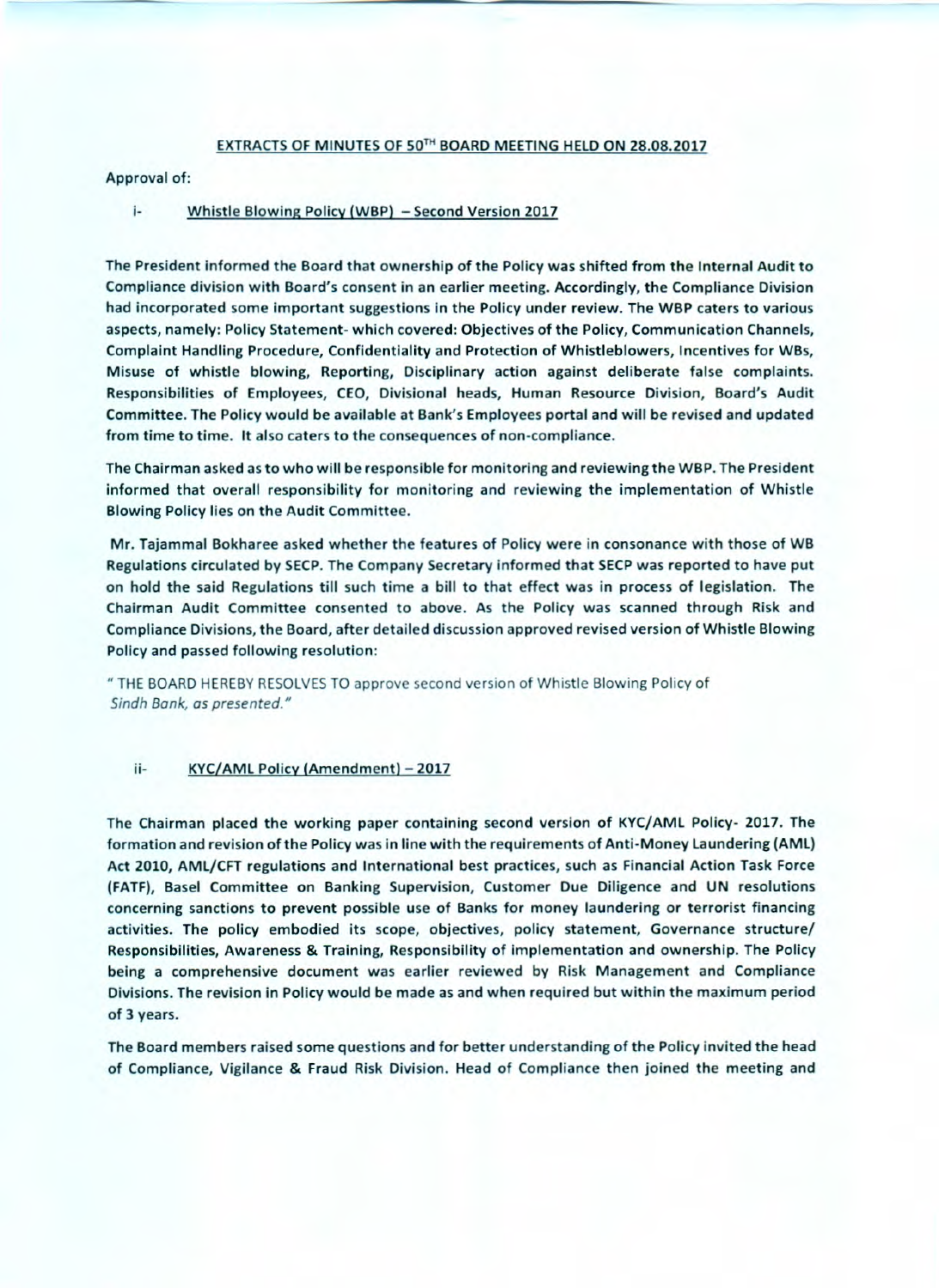# EXTRACTS OF MINUTES OF 50TH BOARD MEETING HELD ON 28.08.2017

Approval of:

### i- Whistle Blowing Policy (WBP) – Second Version 2017

The President informed the Board that ownership of the Policy was shifted from the Internal Audit to Compliance division with Board's consent in an earlier meeting. Accordingly, the Compliance Division had incorporated some important suggestions in the Policy under review. The WBP caters to various aspects, namely: Policy Statement- which covered: Objectives of the Policy, Communication Channels, Complaint Handling Procedure, Confidentiality and Protection of Whistleblowers, Incentives for WBs, Misuse of whistle blowing, Reporting, Disciplinary action against deliberate false complaints. Responsibilities of Employees, CEO, Divisional heads, Human Resource Division, Board's Audit Committee. The Policy would be available at Bank's Employees portal and will be revised and updated from time to time. It also caters to the consequences of non-compliance.

The Chairman asked as to who will be responsible for monitoring and reviewing the WBP. The President informed that overall responsibility for monitoring and reviewing the implementation of Whistle Blowing Policy lies on the Audit Committee.

Mr. Tajammal Bokharee asked whether the features of Policy were in consonance with those of WB Regulations circulated by SECP. The Company Secretary informed that SECP was reported to have put on hold the said Regulations till such time a bill to that effect was in process of legislation. The Chairman Audit Committee consented to above. As the Policy was scanned through Risk and Compliance Divisions, the Board, after detailed discussion approved revised version of Whistle Blowing Policy and passed following resolution:

" THE BOARD HEREBY RESOLVES TO approve second version of Whistle Blowing Policy of *Sindh Bank, as presented.*"

### ii- KYC/AML Policy (Amendment) – 2017

The Chairman placed the working paper containing second version of KYC/AML Policy- 2017. The formation and revision of the Policy was in line with the requirements of Anti-Money Laundering (AML) Act 2010, AML/CFT regulations and International best practices, such as Financial Action Task Force (FATF), Basel Committee on Banking Supervision, Customer Due Diligence and UN resolutions concerning sanctions to prevent possible use of Banks for money laundering or terrorist financing activities. The policy embodied its scope, objectives, policy statement, Governance structure/ Responsibilities, Awareness & Training, Responsibility of implementation and ownership. The Policy being a comprehensive document was earlier reviewed by Risk Management and Compliance Divisions. The revision in Policy would be made as and when required but within the maximum period of 3 years.

The Board members raised some questions and for better understanding of the Policy invited the head of Compliance, Vigilance & Fraud Risk Division. Head of Compliance then joined the meeting and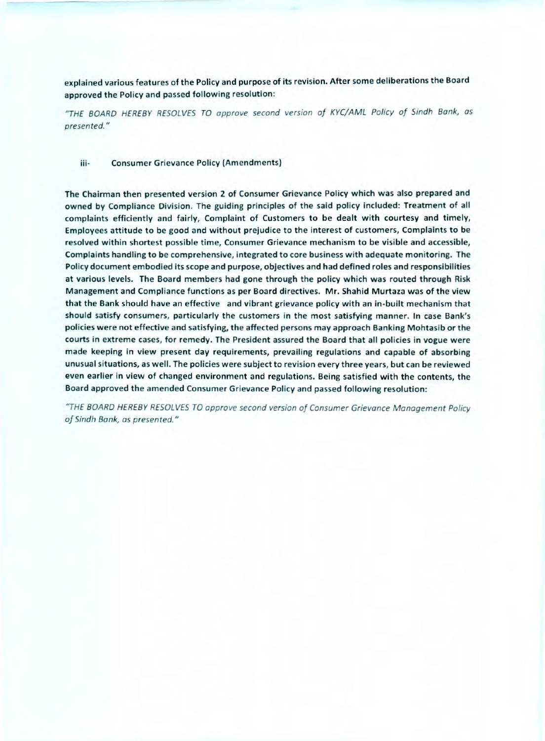**explained various features of the Policy and purpose of its revision. After some deliberations the Board approved the Policy and passed following resolution:**

*"THE BOARD HEREBY RESOLVES TO approve second version of KYC/AML Policy of Sindh Bank, as presented."*

**iii- Consumer Grievance Policy (Amendments)**

**The Chairman then presented version 2 of Consumer Grievance Policy which was also prepared and owned by Compliance Division. The guiding principles of the said policy included: Treatment of all complaints efficiently and fairly, Complaint of Customers to be dealt with courtesy and timely, Employees attitude to be good and without prejudice to the interest of customers, Complaints to be resolved within shortest possible time, Consumer Grievance mechanism to be visible and accessible, Complaints handling to be comprehensive, integrated to core business with adequate monitoring. The Policy document embodied its scope and purpose, objectives and had defined roles and responsibilities at various levels. The Board members had gone through the policy which was routed through Risk Management and Compliance functions as per Board directives. Mr. Shahid Murtaza was of the view that the Bank should have an effective and vibrant grievance policy with an in-built mechanism that should satisfy consumers, particularly the customers in the most satisfying manner. In case Bank's policies were not effective and satisfying, the affected persons may approach Banking Mohtasib or the courts in extreme cases, for remedy. The President assured the Board that all policies in vogue were made keeping in view present day requirements, prevailing regulations and capable of absorbing unusual situations, as well. The policies were subject to revision every three years, but can be reviewed even earlier in view of changed environment and regulations. Being satisfied with the contents, the Board approved the amended Consumer Grievance Policy and passed following resolution:**

*"THE BOARD HEREBY RESOLVES TO approve second version of Consumer Grievance Management Policy of Sindh Bank, as presented."*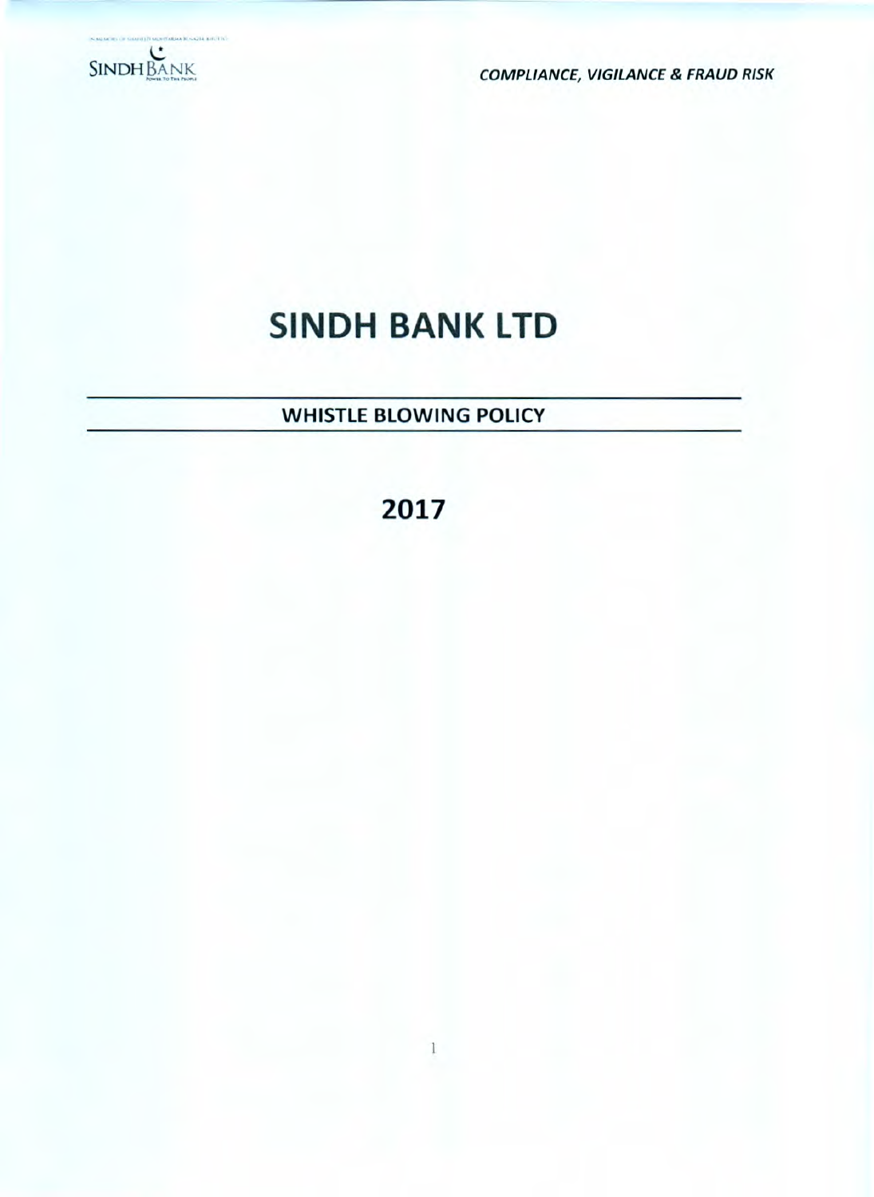# SINDH BANK LTD

## WHISTLE BLOWING POLICY

## 2017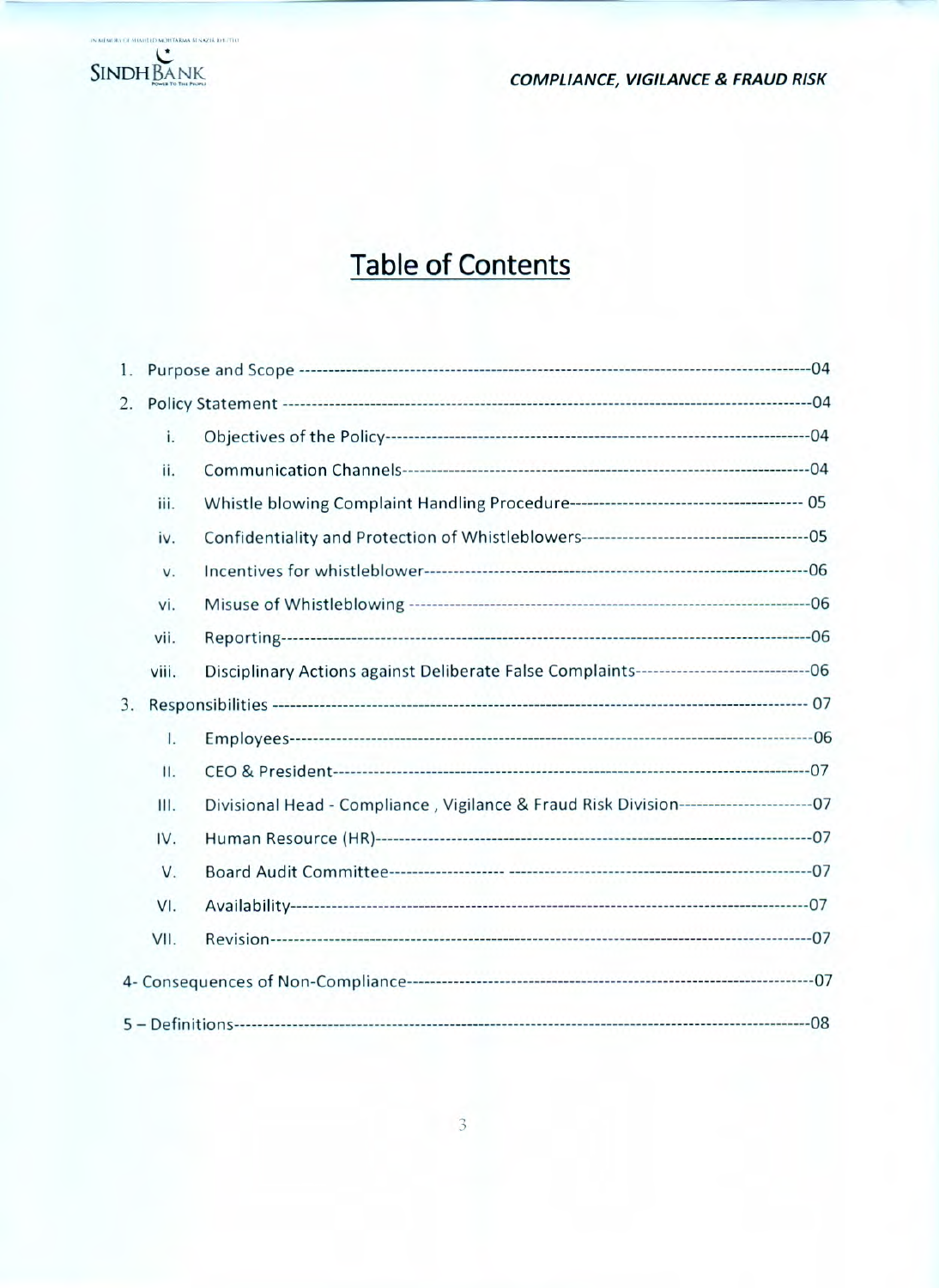# Table of Contents

1. Purpose and Scope --------------------------------------------------------------------------------------04
2. Policy Statement --------------------------------------------------------------------------------------04
   - i. Objectives of the Policy--------------------------------------------------------------------------04
   - ii. Communication Channels-----------------------------------------------------------------------04
   - iii. Whistle blowing Complaint Handling Procedure-------------------------------------------- 05
   - iv. Confidentiality and Protection of Whistleblowers-----------------------------------------05
   - v. Incentives for whistleblower-----------------------------------------------------------------06
   - vi. Misuse of Whistleblowing ---------------------------------------------------------------------06
   - vii. Reporting-------------------------------------------------------------------------------------------06
   - viii. Disciplinary Actions against Deliberate False Complaints-----------------------------06
3. Responsibilities ----------------------------------------------------------------------------------------- 07
   - I. Employees-------------------------------------------------------------------------------------------06
   - II. CEO & President-----------------------------------------------------------------------------------07
   - III. Divisional Head - Compliance , Vigilance & Fraud Risk Division----------------------07
   - IV. Human Resource (HR)---------------------------------------------------------------------------07
   - V. Board Audit Committee------------------- ---------------------------------------------------07
   - VI. Availability-------------------------------------------------------------------------------------------07
   - VII. Revision-----------------------------------------------------------------------------------------------07

4- Consequences of Non-Compliance-------------------------------------------------------------------07

5 – Definitions-------------------------------------------------------------------------------------------------08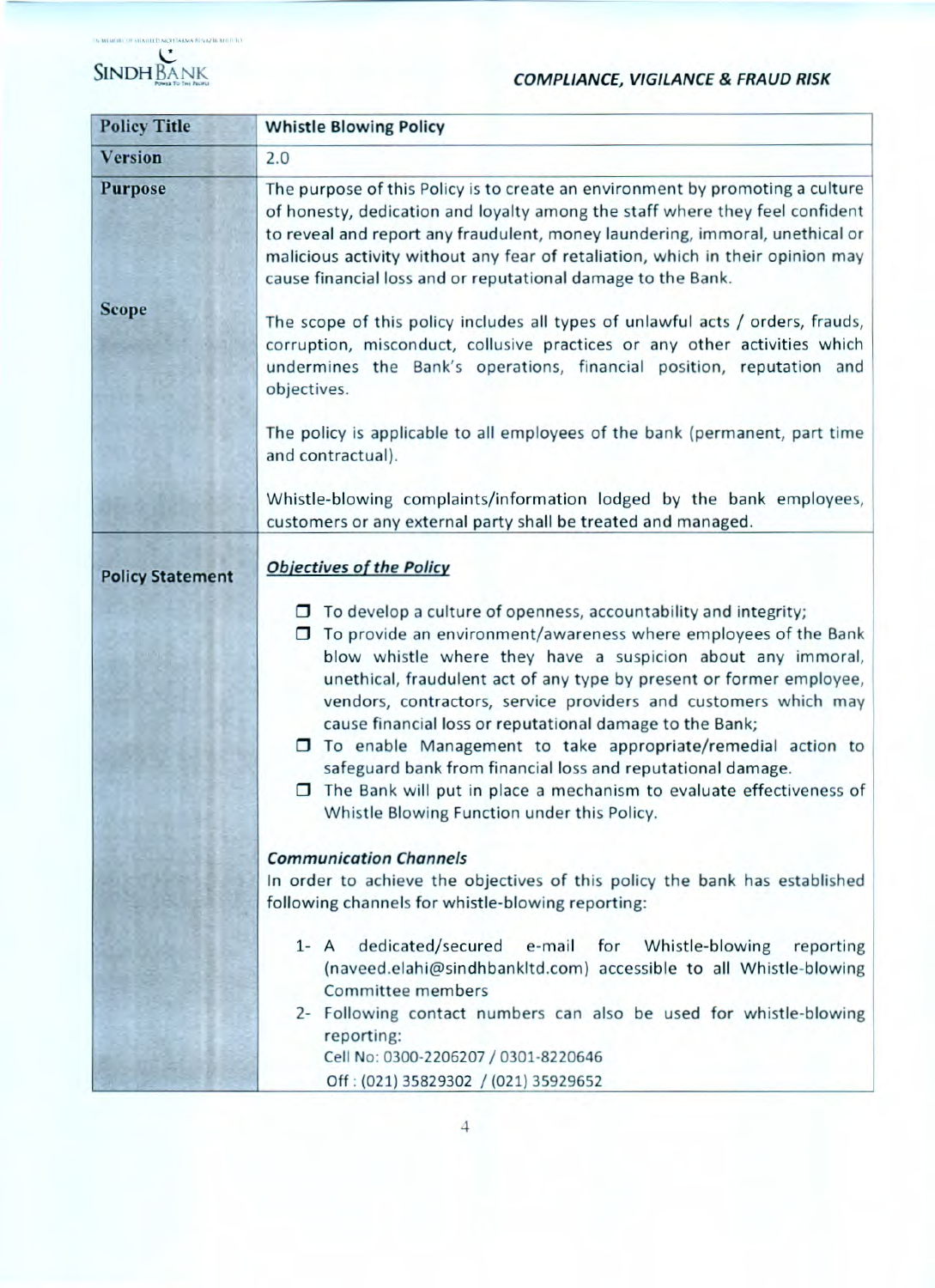| Policy Title | Whistle Blowing Policy |
|---|---|
| Version | 2.0 |
| Purpose | The purpose of this Policy is to create an environment by promoting a culture of honesty, dedication and loyalty among the staff where they feel confident to reveal and report any fraudulent, money laundering, immoral, unethical or malicious activity without any fear of retaliation, which in their opinion may cause financial loss and or reputational damage to the Bank. |
| Scope | The scope of this policy includes all types of unlawful acts / orders, frauds, corruption, misconduct, collusive practices or any other activities which undermines the Bank's operations, financial position, reputation and objectives.<br><br>The policy is applicable to all employees of the bank (permanent, part time and contractual).<br><br>Whistle-blowing complaints/information lodged by the bank employees, customers or any external party shall be treated and managed. |
| **Policy Statement** | ***Objectives of the Policy***<br><br>- To develop a culture of openness, accountability and integrity;<br>- To provide an environment/awareness where employees of the Bank blow whistle where they have a suspicion about any immoral, unethical, fraudulent act of any type by present or former employee, vendors, contractors, service providers and customers which may cause financial loss or reputational damage to the Bank;<br>- To enable Management to take appropriate/remedial action to safeguard bank from financial loss and reputational damage.<br>- The Bank will put in place a mechanism to evaluate effectiveness of Whistle Blowing Function under this Policy.<br><br>***Communication Channels***<br>In order to achieve the objectives of this policy the bank has established following channels for whistle-blowing reporting:<br><br>1- A dedicated/secured e-mail for Whistle-blowing reporting (naveed.elahi@sindhbankltd.com) accessible to all Whistle-blowing Committee members<br>2- Following contact numbers can also be used for whistle-blowing reporting:<br>Cell No: 0300-2206207 / 0301-8220646<br>Off : (021) 35829302 / (021) 35929652 |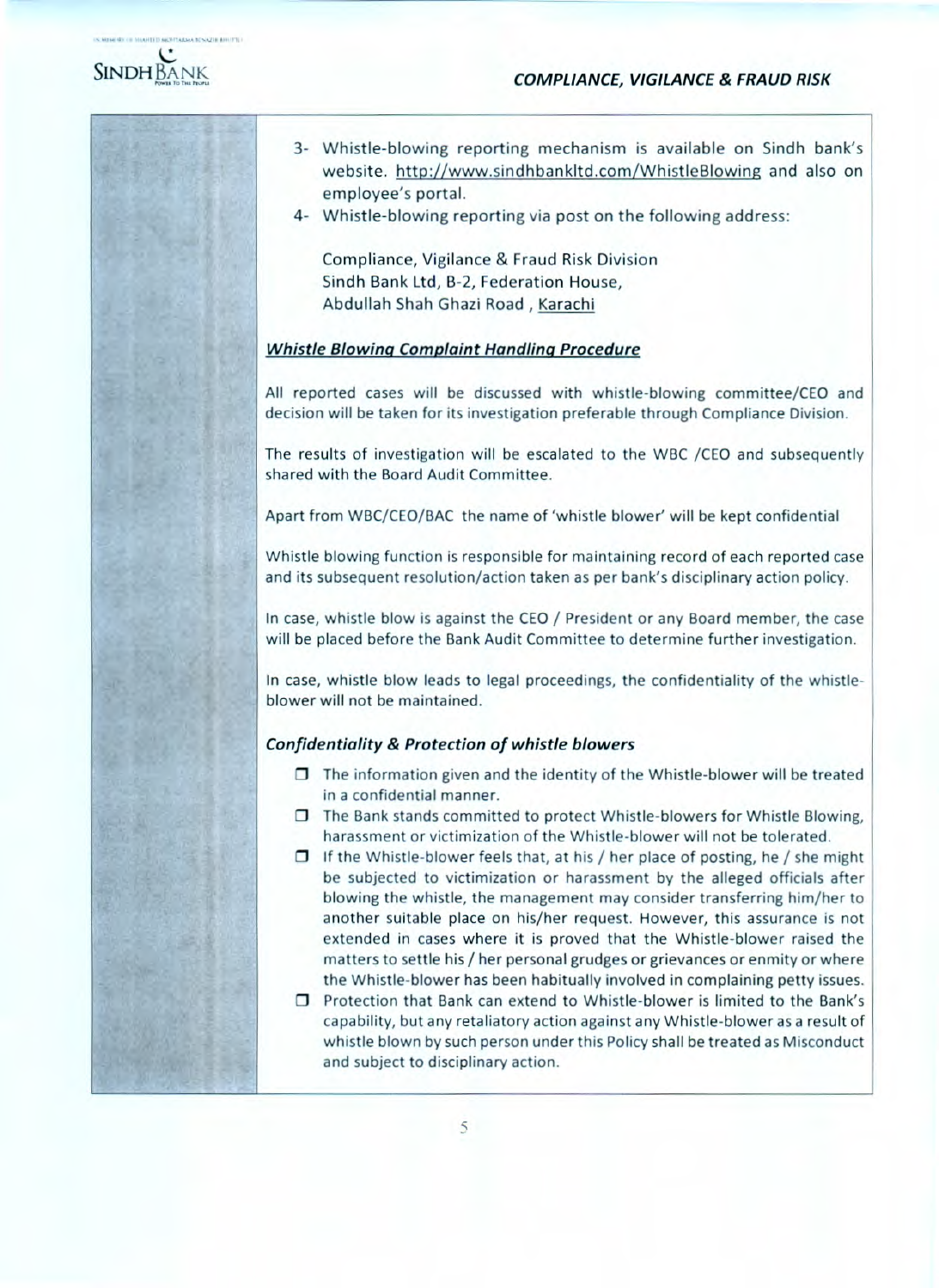3- Whistle-blowing reporting mechanism is available on Sindh bank's website. http://www.sindhbankltd.com/WhistleBlowing and also on employee's portal.
4- Whistle-blowing reporting via post on the following address:

 Compliance, Vigilance & Fraud Risk Division
 Sindh Bank Ltd, B-2, Federation House,
 Abdullah Shah Ghazi Road , Karachi

***Whistle Blowing Complaint Handling Procedure***

All reported cases will be discussed with whistle-blowing committee/CEO and decision will be taken for its investigation preferable through Compliance Division.

The results of investigation will be escalated to the WBC /CEO and subsequently shared with the Board Audit Committee.

Apart from WBC/CEO/BAC the name of 'whistle blower' will be kept confidential

Whistle blowing function is responsible for maintaining record of each reported case and its subsequent resolution/action taken as per bank's disciplinary action policy.

In case, whistle blow is against the CEO / President or any Board member, the case will be placed before the Bank Audit Committee to determine further investigation.

In case, whistle blow leads to legal proceedings, the confidentiality of the whistle-blower will not be maintained.

***Confidentiality & Protection of whistle blowers***

- The information given and the identity of the Whistle-blower will be treated in a confidential manner.
- The Bank stands committed to protect Whistle-blowers for Whistle Blowing, harassment or victimization of the Whistle-blower will not be tolerated.
- If the Whistle-blower feels that, at his / her place of posting, he / she might be subjected to victimization or harassment by the alleged officials after blowing the whistle, the management may consider transferring him/her to another suitable place on his/her request. However, this assurance is not extended in cases where it is proved that the Whistle-blower raised the matters to settle his / her personal grudges or grievances or enmity or where the Whistle-blower has been habitually involved in complaining petty issues.
- Protection that Bank can extend to Whistle-blower is limited to the Bank's capability, but any retaliatory action against any Whistle-blower as a result of whistle blown by such person under this Policy shall be treated as Misconduct and subject to disciplinary action.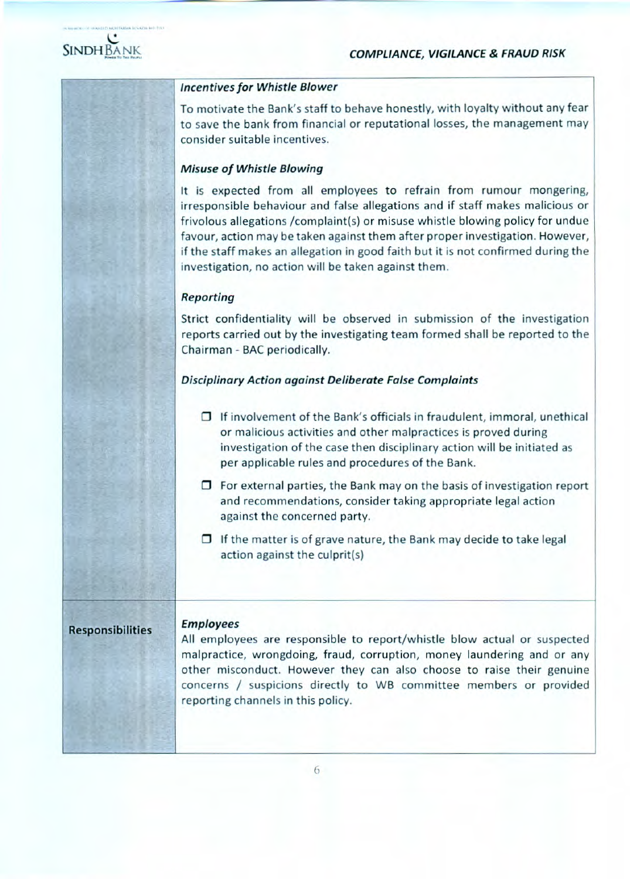### *Incentives for Whistle Blower*

To motivate the Bank's staff to behave honestly, with loyalty without any fear to save the bank from financial or reputational losses, the management may consider suitable incentives.

### *Misuse of Whistle Blowing*

It is expected from all employees to refrain from rumour mongering, irresponsible behaviour and false allegations and if staff makes malicious or frivolous allegations /complaint(s) or misuse whistle blowing policy for undue favour, action may be taken against them after proper investigation. However, if the staff makes an allegation in good faith but it is not confirmed during the investigation, no action will be taken against them.

### *Reporting*

Strict confidentiality will be observed in submission of the investigation reports carried out by the investigating team formed shall be reported to the Chairman - BAC periodically.

### *Disciplinary Action against Deliberate False Complaints*

- If involvement of the Bank's officials in fraudulent, immoral, unethical or malicious activities and other malpractices is proved during investigation of the case then disciplinary action will be initiated as per applicable rules and procedures of the Bank.
- For external parties, the Bank may on the basis of investigation report and recommendations, consider taking appropriate legal action against the concerned party.
- If the matter is of grave nature, the Bank may decide to take legal action against the culprit(s)

## Responsibilities

### *Employees*

All employees are responsible to report/whistle blow actual or suspected malpractice, wrongdoing, fraud, corruption, money laundering and or any other misconduct. However they can also choose to raise their genuine concerns / suspicions directly to WB committee members or provided reporting channels in this policy.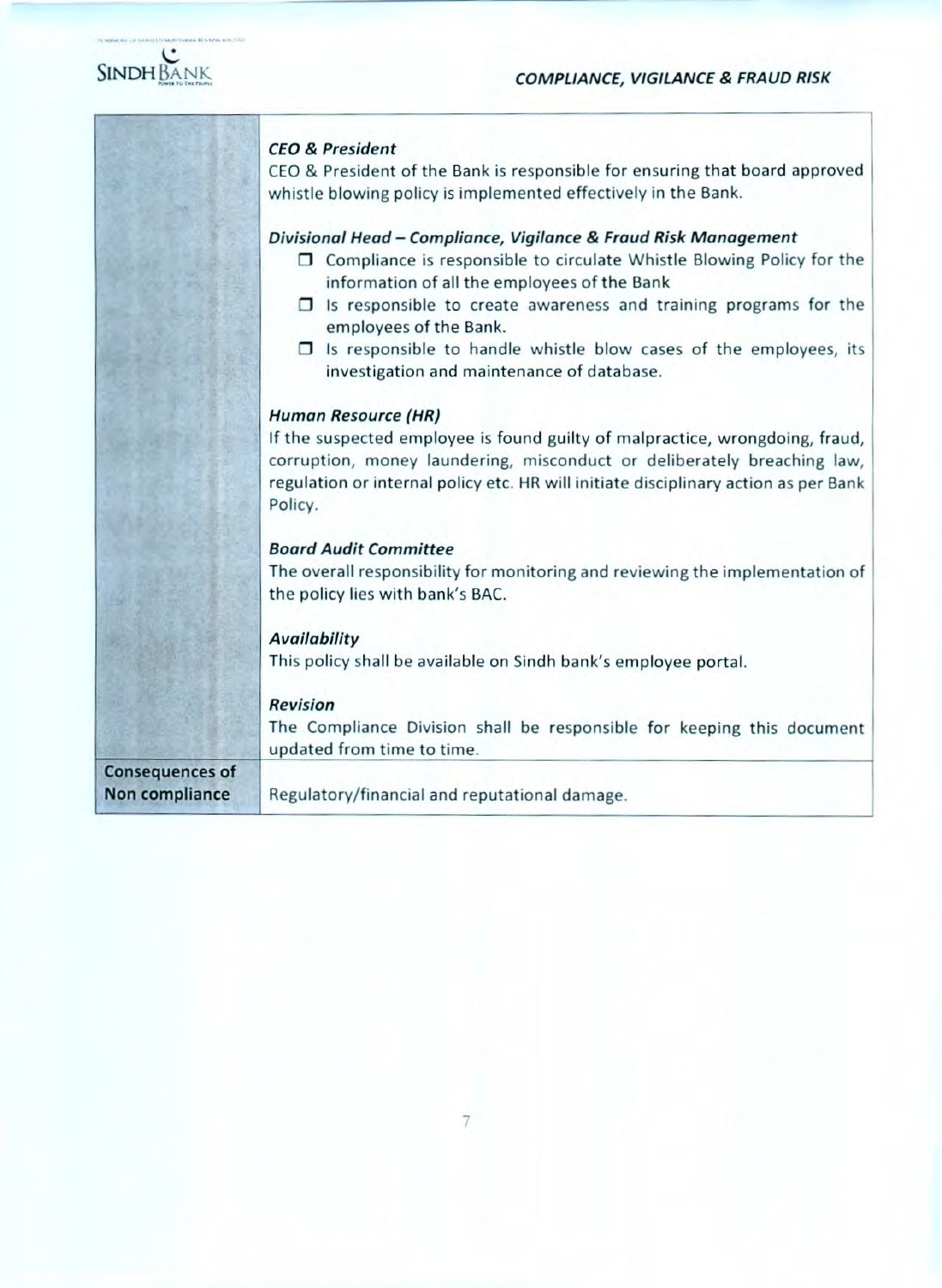| | |
|---|---|
| | ***CEO & President***<br>CEO & President of the Bank is responsible for ensuring that board approved whistle blowing policy is implemented effectively in the Bank.<br><br>***Divisional Head – Compliance, Vigilance & Fraud Risk Management***<br>❒ Compliance is responsible to circulate Whistle Blowing Policy for the information of all the employees of the Bank<br>❒ Is responsible to create awareness and training programs for the employees of the Bank.<br>❒ Is responsible to handle whistle blow cases of the employees, its investigation and maintenance of database.<br><br>***Human Resource (HR)***<br>If the suspected employee is found guilty of malpractice, wrongdoing, fraud, corruption, money laundering, misconduct or deliberately breaching law, regulation or internal policy etc. HR will initiate disciplinary action as per Bank Policy.<br><br>***Board Audit Committee***<br>The overall responsibility for monitoring and reviewing the implementation of the policy lies with bank's BAC.<br><br>***Availability***<br>This policy shall be available on Sindh bank's employee portal.<br><br>***Revision***<br>The Compliance Division shall be responsible for keeping this document updated from time to time. |
| **Consequences of Non compliance** | Regulatory/financial and reputational damage. |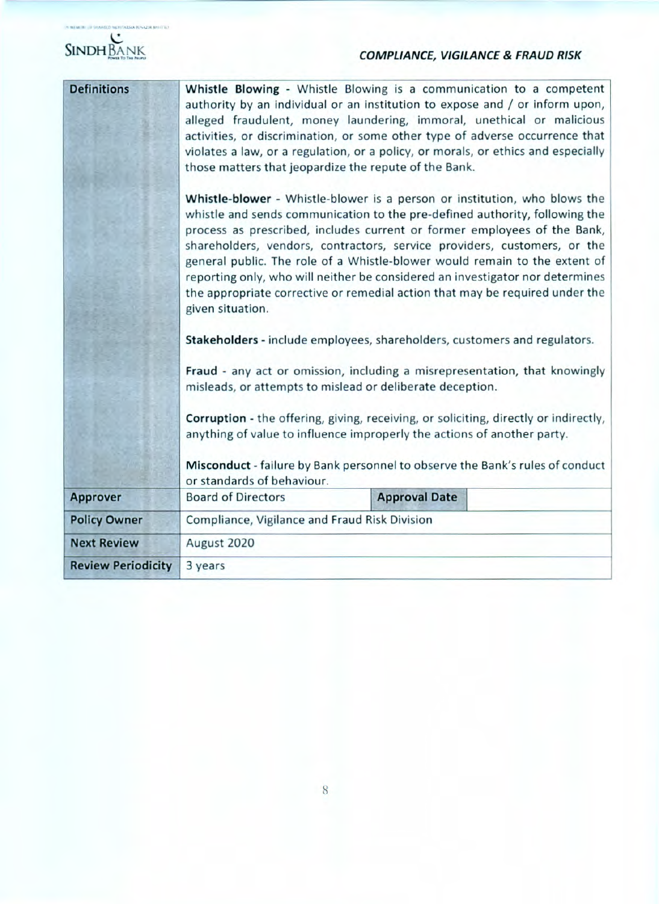| | | | |
|---|---|---|---|
| **Definitions** | **Whistle Blowing** - Whistle Blowing is a communication to a competent authority by an individual or an institution to expose and / or inform upon, alleged fraudulent, money laundering, immoral, unethical or malicious activities, or discrimination, or some other type of adverse occurrence that violates a law, or a regulation, or a policy, or morals, or ethics and especially those matters that jeopardize the repute of the Bank.<br><br>**Whistle-blower** - Whistle-blower is a person or institution, who blows the whistle and sends communication to the pre-defined authority, following the process as prescribed, includes current or former employees of the Bank, shareholders, vendors, contractors, service providers, customers, or the general public. The role of a Whistle-blower would remain to the extent of reporting only, who will neither be considered an investigator nor determines the appropriate corrective or remedial action that may be required under the given situation.<br><br>**Stakeholders** - include employees, shareholders, customers and regulators.<br><br>**Fraud** - any act or omission, including a misrepresentation, that knowingly misleads, or attempts to mislead or deliberate deception.<br><br>**Corruption** - the offering, giving, receiving, or soliciting, directly or indirectly, anything of value to influence improperly the actions of another party.<br><br>**Misconduct** - failure by Bank personnel to observe the Bank's rules of conduct or standards of behaviour. | | |
| **Approver** | Board of Directors | **Approval Date** | |
| **Policy Owner** | Compliance, Vigilance and Fraud Risk Division | | |
| **Next Review** | August 2020 | | |
| **Review Periodicity** | 3 years | | |